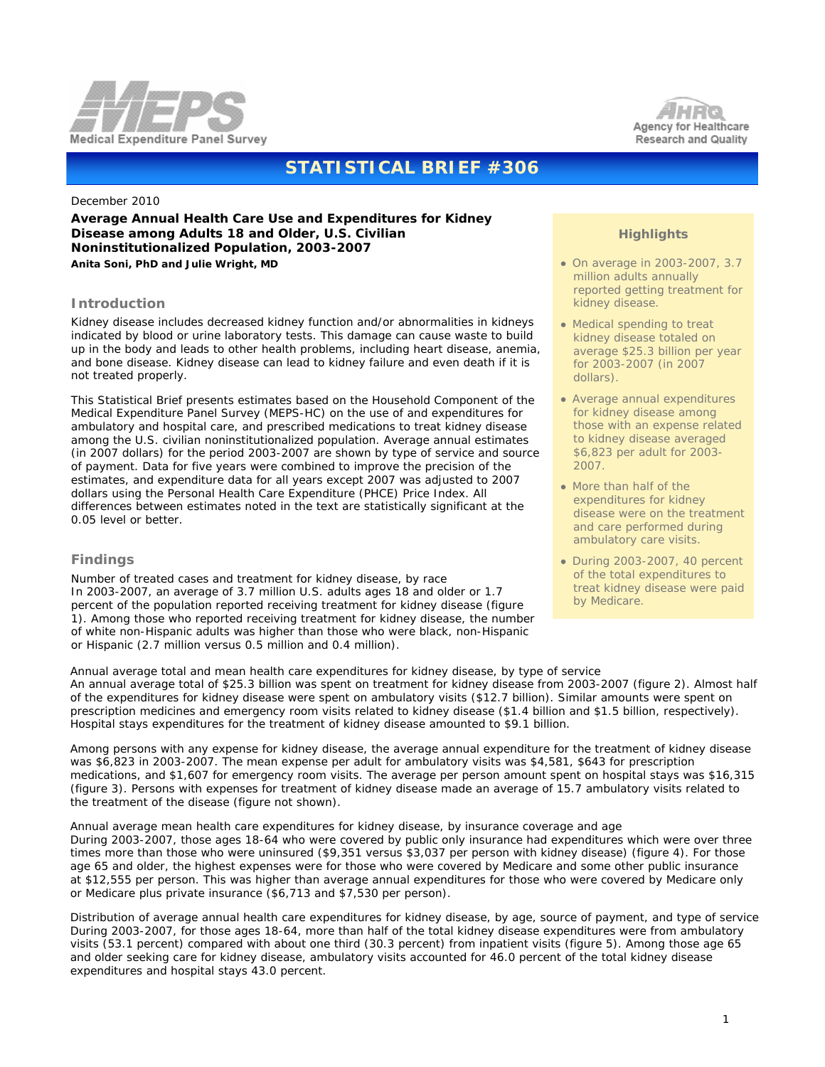# STATISTICAL BRIEF #306

December 2010

**Average Annual Health Care Use and Expenditures for Kidney Disease among Adults 18 and Older, U.S. Civilian Noninstitutionalized Population, 2003-2007**

**Anita Soni, PhD and Julie Wright, MD**

### Highlights

- On average in 2003-2007, 3.7 million adults annually reported getting treatment for kidney disease.
- Medical spending to treat kidney disease totaled on average $25.3 billion per year for 2003-2007 (in 2007 dollars).
- Average annual expenditures for kidney disease among those with an expense related to kidney disease averaged $6,823 per adult for 2003-2007.
- More than half of the expenditures for kidney disease were on the treatment and care performed during ambulatory care visits.
- During 2003-2007, 40 percent of the total expenditures to treat kidney disease were paid by Medicare.

## Introduction

Kidney disease includes decreased kidney function and/or abnormalities in kidneys indicated by blood or urine laboratory tests. This damage can cause waste to build up in the body and leads to other health problems, including heart disease, anemia, and bone disease. Kidney disease can lead to kidney failure and even death if it is not treated properly.

This Statistical Brief presents estimates based on the Household Component of the Medical Expenditure Panel Survey (MEPS-HC) on the use of and expenditures for ambulatory and hospital care, and prescribed medications to treat kidney disease among the U.S. civilian noninstitutionalized population. Average annual estimates (in 2007 dollars) for the period 2003-2007 are shown by type of service and source of payment. Data for five years were combined to improve the precision of the estimates, and expenditure data for all years except 2007 was adjusted to 2007 dollars using the Personal Health Care Expenditure (PHCE) Price Index. All differences between estimates noted in the text are statistically significant at the 0.05 level or better.

## Findings

Number of treated cases and treatment for kidney disease, by race

In 2003-2007, an average of 3.7 million U.S. adults ages 18 and older or 1.7 percent of the population reported receiving treatment for kidney disease (figure 1). Among those who reported receiving treatment for kidney disease, the number of white non-Hispanic adults was higher than those who were black, non-Hispanic or Hispanic (2.7 million versus 0.5 million and 0.4 million).

Annual average total and mean health care expenditures for kidney disease, by type of service

An annual average total of $25.3 billion was spent on treatment for kidney disease from 2003-2007 (figure 2). Almost half of the expenditures for kidney disease were spent on ambulatory visits ($12.7 billion). Similar amounts were spent on prescription medicines and emergency room visits related to kidney disease ($1.4 billion and $1.5 billion, respectively). Hospital stays expenditures for the treatment of kidney disease amounted to $9.1 billion.

Among persons with any expense for kidney disease, the average annual expenditure for the treatment of kidney disease was $6,823 in 2003-2007. The mean expense per adult for ambulatory visits was $4,581, $643 for prescription medications, and $1,607 for emergency room visits. The average per person amount spent on hospital stays was $16,315 (figure 3). Persons with expenses for treatment of kidney disease made an average of 15.7 ambulatory visits related to the treatment of the disease (figure not shown).

Annual average mean health care expenditures for kidney disease, by insurance coverage and age

During 2003-2007, those ages 18-64 who were covered by public only insurance had expenditures which were over three times more than those who were uninsured ($9,351 versus $3,037 per person with kidney disease) (figure 4). For those age 65 and older, the highest expenses were for those who were covered by Medicare and some other public insurance at $12,555 per person. This was higher than average annual expenditures for those who were covered by Medicare only or Medicare plus private insurance ($6,713 and $7,530 per person).

Distribution of average annual health care expenditures for kidney disease, by age, source of payment, and type of service

During 2003-2007, for those ages 18-64, more than half of the total kidney disease expenditures were from ambulatory visits (53.1 percent) compared with about one third (30.3 percent) from inpatient visits (figure 5). Among those age 65 and older seeking care for kidney disease, ambulatory visits accounted for 46.0 percent of the total kidney disease expenditures and hospital stays 43.0 percent.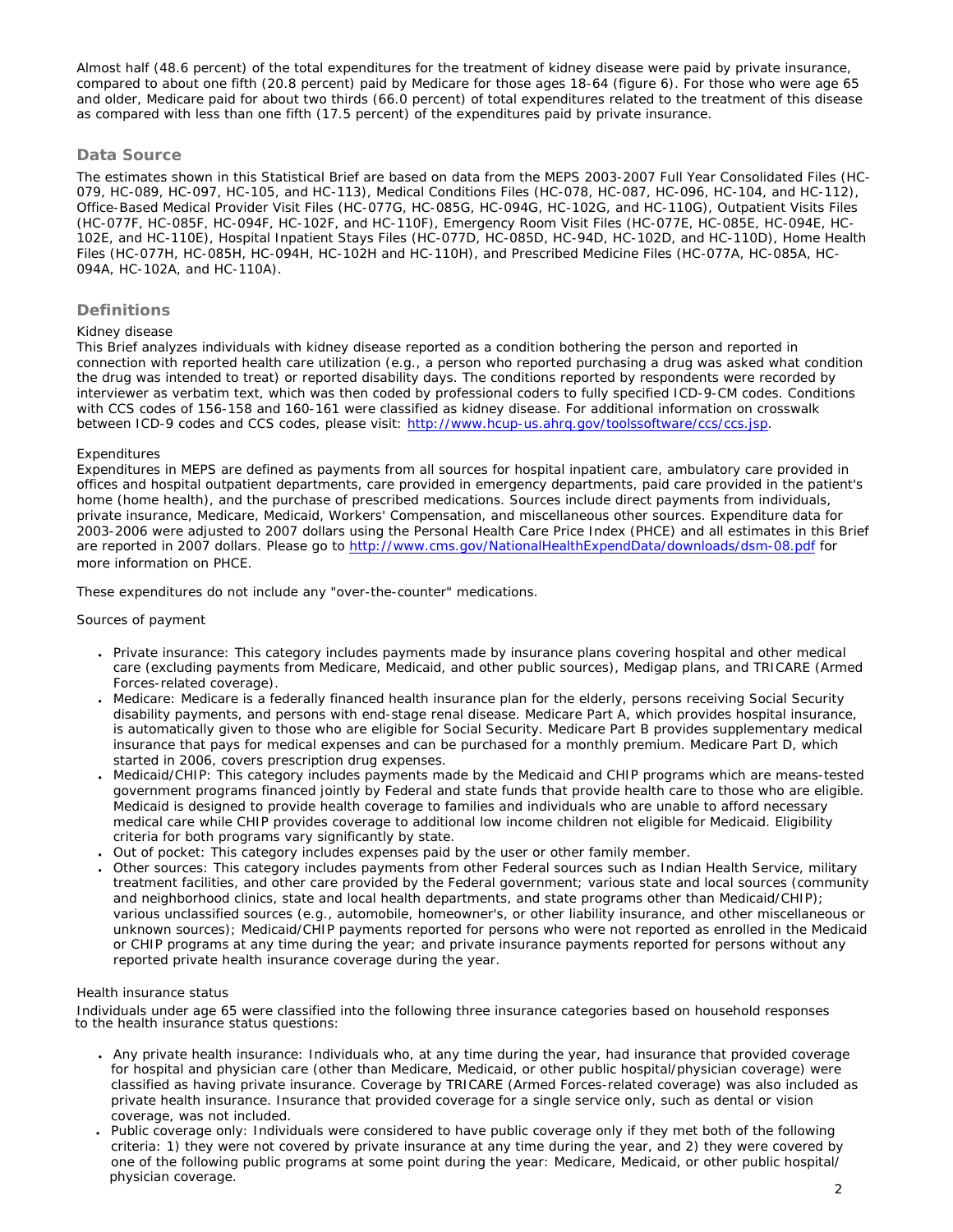Almost half (48.6 percent) of the total expenditures for the treatment of kidney disease were paid by private insurance, compared to about one fifth (20.8 percent) paid by Medicare for those ages 18-64 (figure 6). For those who were age 65 and older, Medicare paid for about two thirds (66.0 percent) of total expenditures related to the treatment of this disease as compared with less than one fifth (17.5 percent) of the expenditures paid by private insurance.

## Data Source

The estimates shown in this Statistical Brief are based on data from the MEPS 2003-2007 Full Year Consolidated Files (HC-079, HC-089, HC-097, HC-105, and HC-113), Medical Conditions Files (HC-078, HC-087, HC-096, HC-104, and HC-112), Office-Based Medical Provider Visit Files (HC-077G, HC-085G, HC-094G, HC-102G, and HC-110G), Outpatient Visits Files (HC-077F, HC-085F, HC-094F, HC-102F, and HC-110F), Emergency Room Visit Files (HC-077E, HC-085E, HC-094E, HC-102E, and HC-110E), Hospital Inpatient Stays Files (HC-077D, HC-085D, HC-94D, HC-102D, and HC-110D), Home Health Files (HC-077H, HC-085H, HC-094H, HC-102H and HC-110H), and Prescribed Medicine Files (HC-077A, HC-085A, HC-094A, HC-102A, and HC-110A).

## Definitions

### Kidney disease

This Brief analyzes individuals with kidney disease reported as a condition bothering the person and reported in connection with reported health care utilization (e.g., a person who reported purchasing a drug was asked what condition the drug was intended to treat) or reported disability days. The conditions reported by respondents were recorded by interviewer as verbatim text, which was then coded by professional coders to fully specified ICD-9-CM codes. Conditions with CCS codes of 156-158 and 160-161 were classified as kidney disease. For additional information on crosswalk between ICD-9 codes and CCS codes, please visit: http://www.hcup-us.ahrq.gov/toolssoftware/ccs/ccs.jsp.

### Expenditures

Expenditures in MEPS are defined as payments from all sources for hospital inpatient care, ambulatory care provided in offices and hospital outpatient departments, care provided in emergency departments, paid care provided in the patient's home (home health), and the purchase of prescribed medications. Sources include direct payments from individuals, private insurance, Medicare, Medicaid, Workers' Compensation, and miscellaneous other sources. Expenditure data for 2003-2006 were adjusted to 2007 dollars using the Personal Health Care Price Index (PHCE) and all estimates in this Brief are reported in 2007 dollars. Please go to http://www.cms.gov/NationalHealthExpendData/downloads/dsm-08.pdf for more information on PHCE.

These expenditures do not include any "over-the-counter" medications.

### Sources of payment

- Private insurance: This category includes payments made by insurance plans covering hospital and other medical care (excluding payments from Medicare, Medicaid, and other public sources), Medigap plans, and TRICARE (Armed Forces-related coverage).
- Medicare: Medicare is a federally financed health insurance plan for the elderly, persons receiving Social Security disability payments, and persons with end-stage renal disease. Medicare Part A, which provides hospital insurance, is automatically given to those who are eligible for Social Security. Medicare Part B provides supplementary medical insurance that pays for medical expenses and can be purchased for a monthly premium. Medicare Part D, which started in 2006, covers prescription drug expenses.
- Medicaid/CHIP: This category includes payments made by the Medicaid and CHIP programs which are means-tested government programs financed jointly by Federal and state funds that provide health care to those who are eligible. Medicaid is designed to provide health coverage to families and individuals who are unable to afford necessary medical care while CHIP provides coverage to additional low income children not eligible for Medicaid. Eligibility criteria for both programs vary significantly by state.
- Out of pocket: This category includes expenses paid by the user or other family member.
- Other sources: This category includes payments from other Federal sources such as Indian Health Service, military treatment facilities, and other care provided by the Federal government; various state and local sources (community and neighborhood clinics, state and local health departments, and state programs other than Medicaid/CHIP); various unclassified sources (e.g., automobile, homeowner's, or other liability insurance, and other miscellaneous or unknown sources); Medicaid/CHIP payments reported for persons who were not reported as enrolled in the Medicaid or CHIP programs at any time during the year; and private insurance payments reported for persons without any reported private health insurance coverage during the year.

### Health insurance status

Individuals under age 65 were classified into the following three insurance categories based on household responses to the health insurance status questions:

- Any private health insurance: Individuals who, at any time during the year, had insurance that provided coverage for hospital and physician care (other than Medicare, Medicaid, or other public hospital/physician coverage) were classified as having private insurance. Coverage by TRICARE (Armed Forces-related coverage) was also included as private health insurance. Insurance that provided coverage for a single service only, such as dental or vision coverage, was not included.
- Public coverage only: Individuals were considered to have public coverage only if they met both of the following criteria: 1) they were not covered by private insurance at any time during the year, and 2) they were covered by one of the following public programs at some point during the year: Medicare, Medicaid, or other public hospital/physician coverage.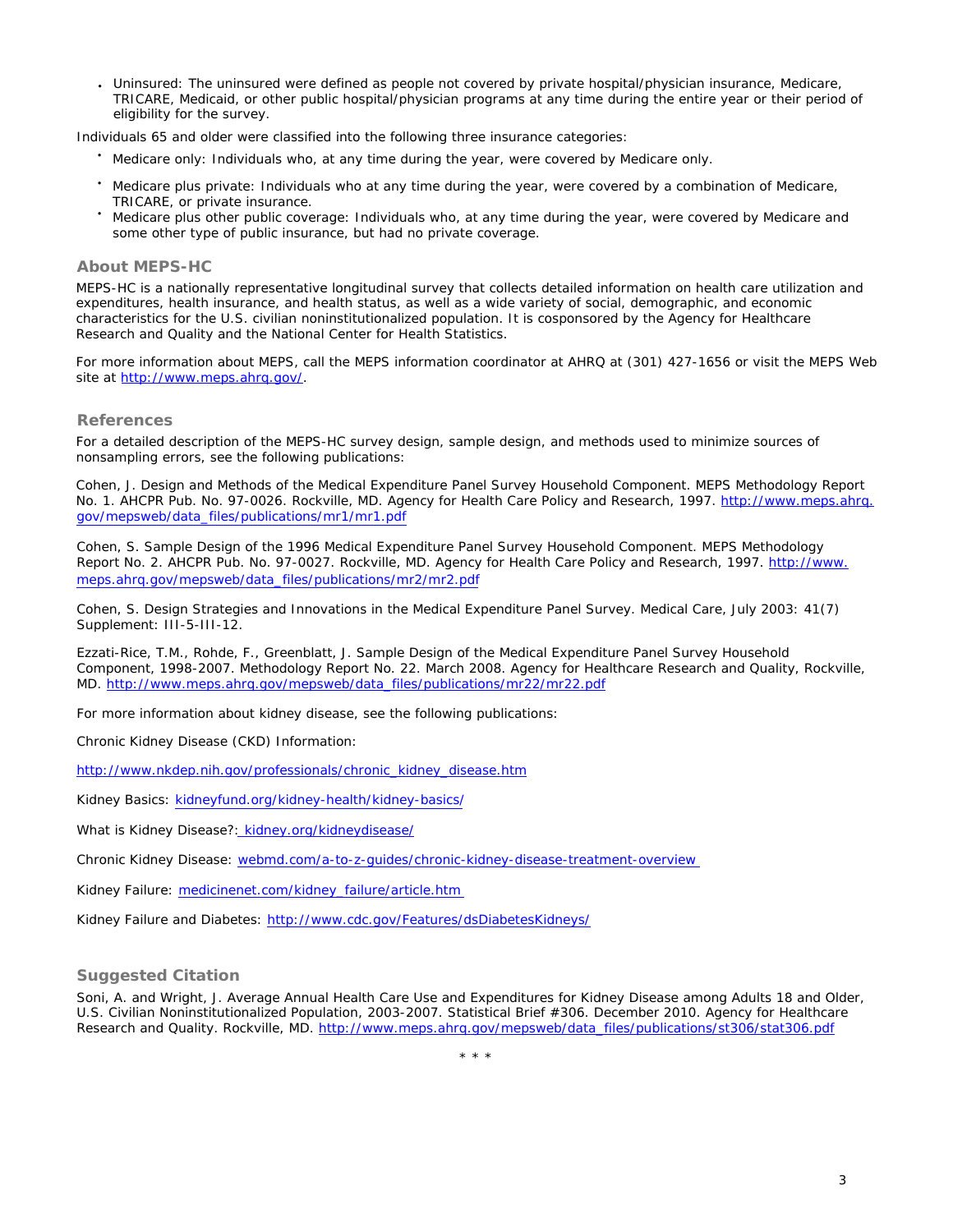- Uninsured: The uninsured were defined as people not covered by private hospital/physician insurance, Medicare, TRICARE, Medicaid, or other public hospital/physician programs at any time during the entire year or their period of eligibility for the survey.

Individuals 65 and older were classified into the following three insurance categories:

- Medicare only: Individuals who, at any time during the year, were covered by Medicare only.
- Medicare plus private: Individuals who at any time during the year, were covered by a combination of Medicare, TRICARE, or private insurance.
- Medicare plus other public coverage: Individuals who, at any time during the year, were covered by Medicare and some other type of public insurance, but had no private coverage.

## About MEPS-HC

MEPS-HC is a nationally representative longitudinal survey that collects detailed information on health care utilization and expenditures, health insurance, and health status, as well as a wide variety of social, demographic, and economic characteristics for the U.S. civilian noninstitutionalized population. It is cosponsored by the Agency for Healthcare Research and Quality and the National Center for Health Statistics.

For more information about MEPS, call the MEPS information coordinator at AHRQ at (301) 427-1656 or visit the MEPS Web site at http://www.meps.ahrq.gov/.

## References

For a detailed description of the MEPS-HC survey design, sample design, and methods used to minimize sources of nonsampling errors, see the following publications:

Cohen, J. Design and Methods of the Medical Expenditure Panel Survey Household Component. MEPS Methodology Report No. 1. AHCPR Pub. No. 97-0026. Rockville, MD. Agency for Health Care Policy and Research, 1997. http://www.meps.ahrq.gov/mepsweb/data_files/publications/mr1/mr1.pdf

Cohen, S. Sample Design of the 1996 Medical Expenditure Panel Survey Household Component. MEPS Methodology Report No. 2. AHCPR Pub. No. 97-0027. Rockville, MD. Agency for Health Care Policy and Research, 1997. http://www.meps.ahrq.gov/mepsweb/data_files/publications/mr2/mr2.pdf

Cohen, S. Design Strategies and Innovations in the Medical Expenditure Panel Survey. Medical Care, July 2003: 41(7) Supplement: III-5-III-12.

Ezzati-Rice, T.M., Rohde, F., Greenblatt, J. Sample Design of the Medical Expenditure Panel Survey Household Component, 1998-2007. Methodology Report No. 22. March 2008. Agency for Healthcare Research and Quality, Rockville, MD. http://www.meps.ahrq.gov/mepsweb/data_files/publications/mr22/mr22.pdf

For more information about kidney disease, see the following publications:

Chronic Kidney Disease (CKD) Information:

http://www.nkdep.nih.gov/professionals/chronic_kidney_disease.htm

Kidney Basics: kidneyfund.org/kidney-health/kidney-basics/

What is Kidney Disease?: kidney.org/kidneydisease/

Chronic Kidney Disease: webmd.com/a-to-z-guides/chronic-kidney-disease-treatment-overview

Kidney Failure: medicinenet.com/kidney_failure/article.htm

Kidney Failure and Diabetes: http://www.cdc.gov/Features/dsDiabetesKidneys/

## Suggested Citation

Soni, A. and Wright, J. Average Annual Health Care Use and Expenditures for Kidney Disease among Adults 18 and Older, U.S. Civilian Noninstitutionalized Population, 2003-2007. Statistical Brief #306. December 2010. Agency for Healthcare Research and Quality. Rockville, MD. http://www.meps.ahrq.gov/mepsweb/data_files/publications/st306/stat306.pdf

\* \* \*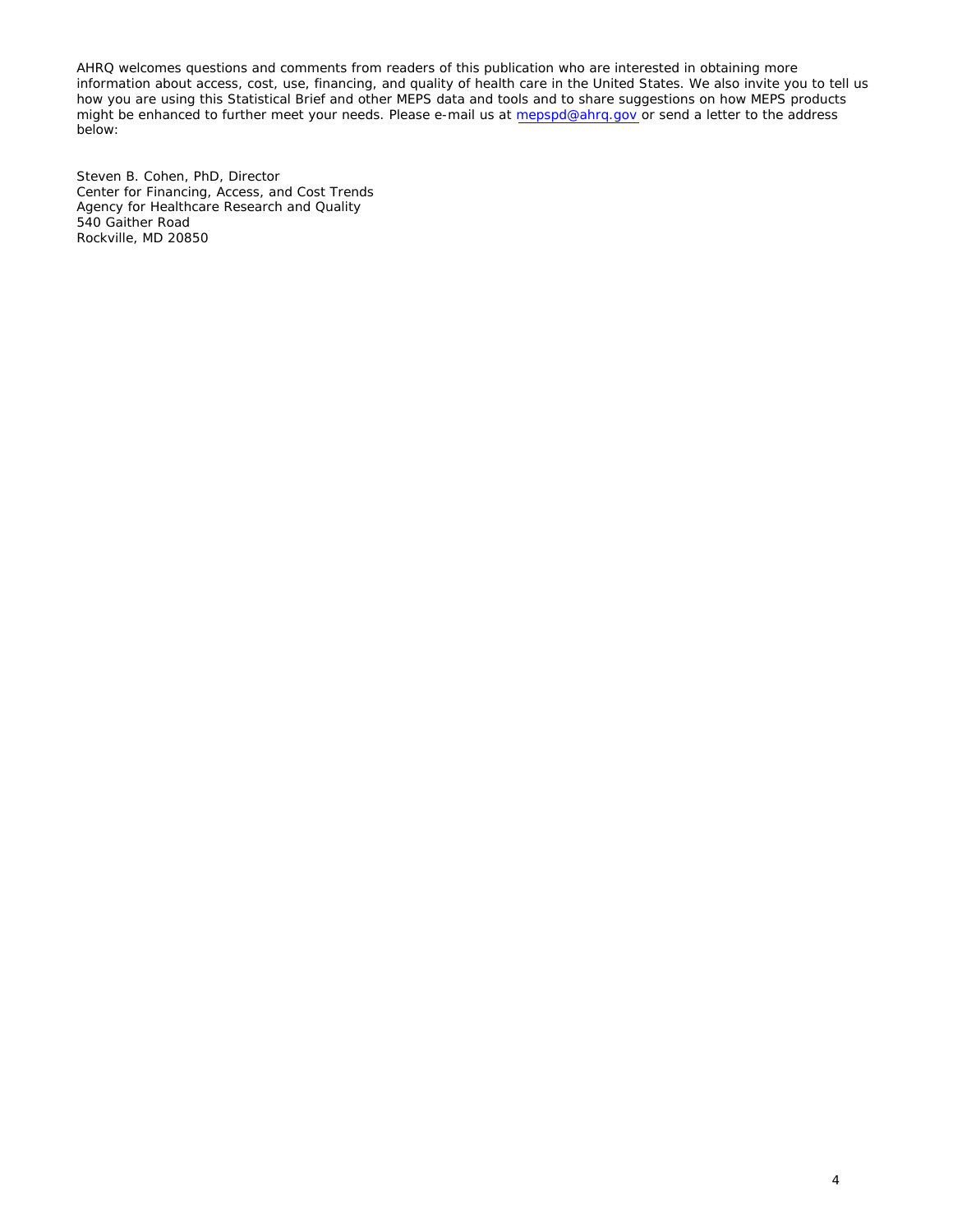AHRQ welcomes questions and comments from readers of this publication who are interested in obtaining more information about access, cost, use, financing, and quality of health care in the United States. We also invite you to tell us how you are using this Statistical Brief and other MEPS data and tools and to share suggestions on how MEPS products might be enhanced to further meet your needs. Please e-mail us at mepspd@ahrq.gov or send a letter to the address below:

Steven B. Cohen, PhD, Director
Center for Financing, Access, and Cost Trends
Agency for Healthcare Research and Quality
540 Gaither Road
Rockville, MD 20850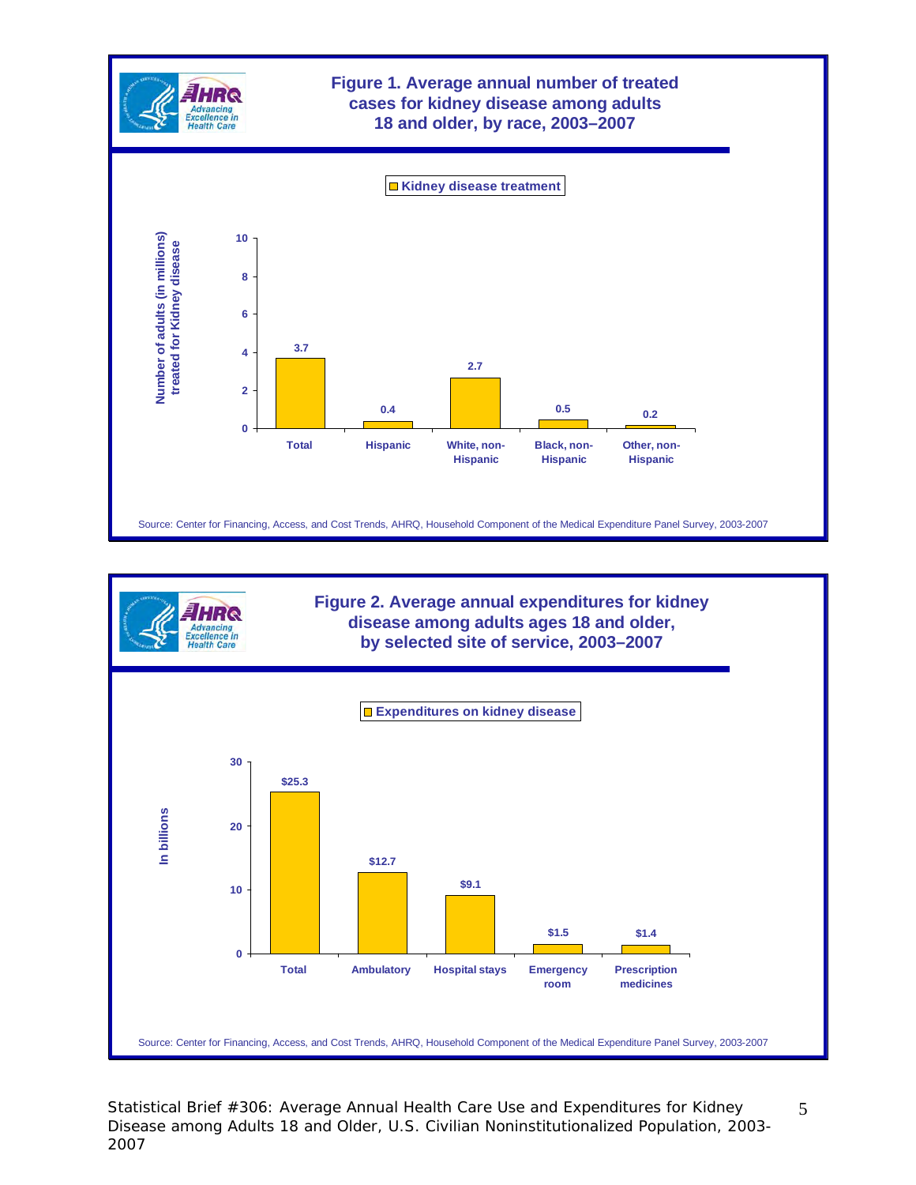## Figure 1. Average annual number of treated cases for kidney disease among adults 18 and older, by race, 2003–2007

Kidney disease treatment

Number of adults (in millions) treated for Kidney disease

| Category | Value |
|---|---|
| Total | 3.7 |
| Hispanic | 0.4 |
| White, non-Hispanic | 2.7 |
| Black, non-Hispanic | 0.5 |
| Other, non-Hispanic | 0.2 |

Source: Center for Financing, Access, and Cost Trends, AHRQ, Household Component of the Medical Expenditure Panel Survey, 2003-2007

## Figure 2. Average annual expenditures for kidney disease among adults ages 18 and older, by selected site of service, 2003–2007

Expenditures on kidney disease

In billions

| Category | Value |
|---|---|
| Total | $25.3 |
| Ambulatory | $12.7 |
| Hospital stays | $9.1 |
| Emergency room | $1.5 |
| Prescription medicines | $1.4 |

Source: Center for Financing, Access, and Cost Trends, AHRQ, Household Component of the Medical Expenditure Panel Survey, 2003-2007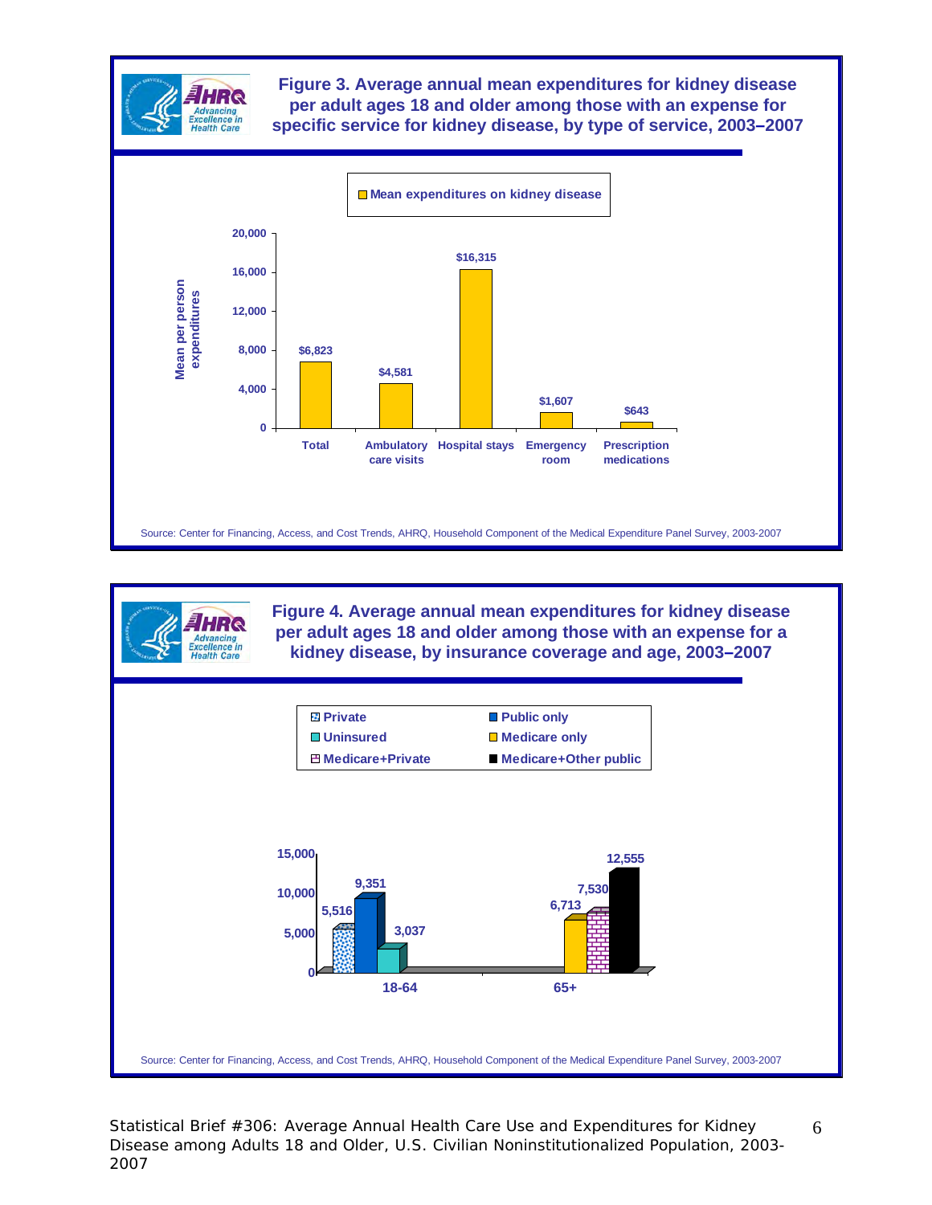**Figure 3. Average annual mean expenditures for kidney disease per adult ages 18 and older among those with an expense for specific service for kidney disease, by type of service, 2003–2007**

Mean expenditures on kidney disease (mean per person expenditures)

| Type of service | Mean expenditures |
| --- | --- |
| Total | $6,823 |
| Ambulatory care visits | $4,581 |
| Hospital stays | $16,315 |
| Emergency room | $1,607 |
| Prescription medications | $643 |

Source: Center for Financing, Access, and Cost Trends, AHRQ, Household Component of the Medical Expenditure Panel Survey, 2003-2007

**Figure 4. Average annual mean expenditures for kidney disease per adult ages 18 and older among those with an expense for a kidney disease, by insurance coverage and age, 2003–2007**

| Age | Insurance coverage | Mean expenditures |
| --- | --- | --- |
| 18-64 | Private | 5,516 |
| 18-64 | Public only | 9,351 |
| 18-64 | Uninsured | 3,037 |
| 65+ | Medicare only | 6,713 |
| 65+ | Medicare+Private | 7,530 |
| 65+ | Medicare+Other public | 12,555 |

Source: Center for Financing, Access, and Cost Trends, AHRQ, Household Component of the Medical Expenditure Panel Survey, 2003-2007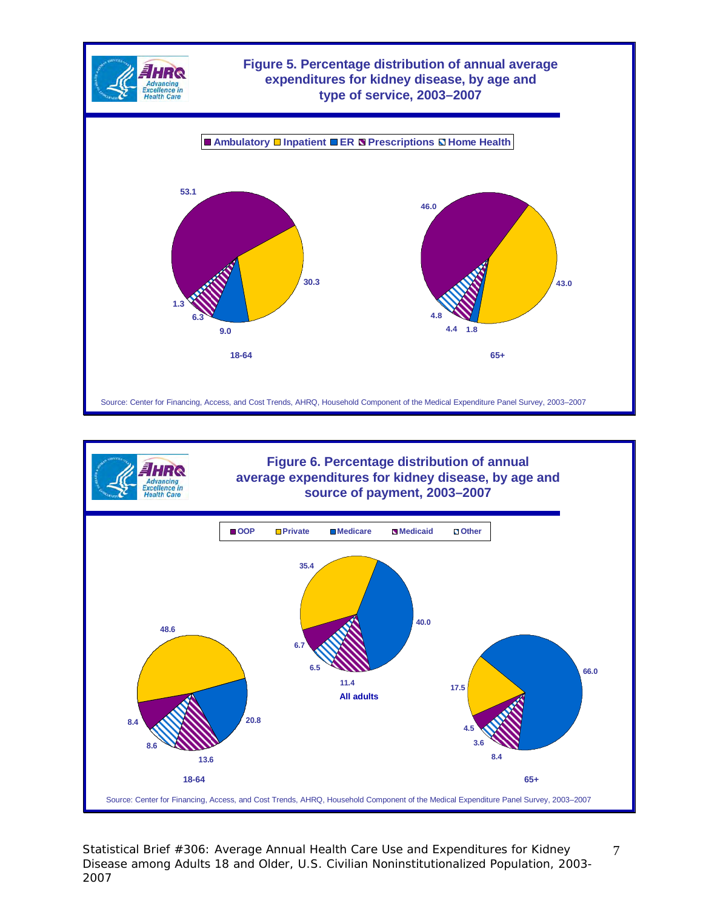**Figure 5. Percentage distribution of annual average expenditures for kidney disease, by age and type of service, 2003–2007**

Ambulatory Inpatient ER Prescriptions Home Health

53.1
30.3
9.0
6.3
1.3
18-64

46.0
43.0
1.8
4.4
4.8
65+

Source: Center for Financing, Access, and Cost Trends, AHRQ, Household Component of the Medical Expenditure Panel Survey, 2003–2007

**Figure 6. Percentage distribution of annual average expenditures for kidney disease, by age and source of payment, 2003–2007**

OOP Private Medicare Medicaid Other

35.4
40.0
11.4
6.5
6.7
All adults

48.6
20.8
13.6
8.6
8.4
18-64

66.0
8.4
3.6
4.5
17.5
65+

Source: Center for Financing, Access, and Cost Trends, AHRQ, Household Component of the Medical Expenditure Panel Survey, 2003–2007